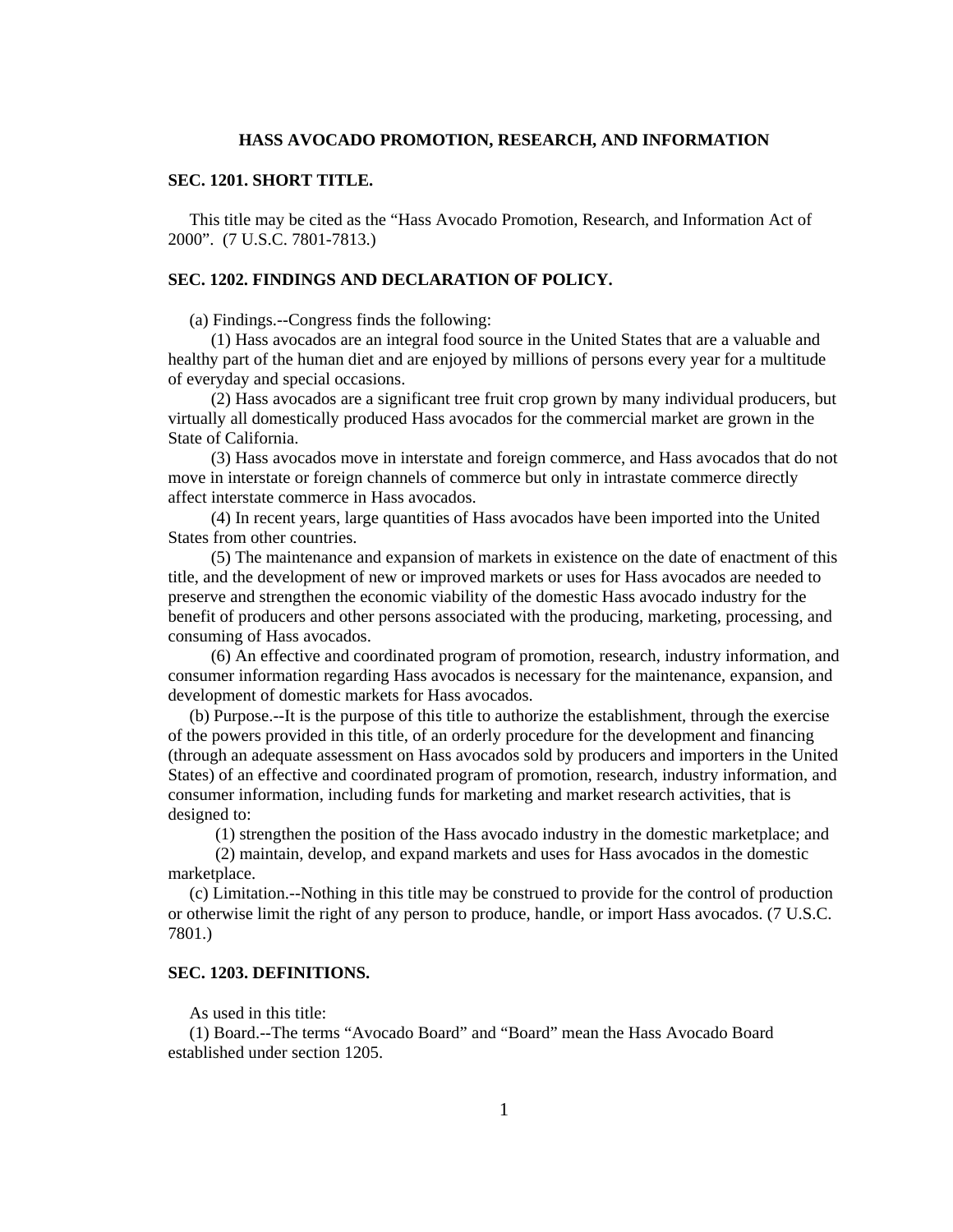# HASS AVOCADO PROMOTION, RESEARCH, AND INFORMATION

## SEC. 1201. SHORT TITLE.

This title may be cited as the "Hass Avocado Promotion, Research, and Information Act of 2000". (7 U.S.C. 7801-7813.)

## SEC. 1202. FINDINGS AND DECLARATION OF POLICY.

(a) Findings.--Congress finds the following:

(1) Hass avocados are an integral food source in the United States that are a valuable and healthy part of the human diet and are enjoyed by millions of persons every year for a multitude of everyday and special occasions.

(2) Hass avocados are a significant tree fruit crop grown by many individual producers, but virtually all domestically produced Hass avocados for the commercial market are grown in the State of California.

(3) Hass avocados move in interstate and foreign commerce, and Hass avocados that do not move in interstate or foreign channels of commerce but only in intrastate commerce directly affect interstate commerce in Hass avocados.

(4) In recent years, large quantities of Hass avocados have been imported into the United States from other countries.

(5) The maintenance and expansion of markets in existence on the date of enactment of this title, and the development of new or improved markets or uses for Hass avocados are needed to preserve and strengthen the economic viability of the domestic Hass avocado industry for the benefit of producers and other persons associated with the producing, marketing, processing, and consuming of Hass avocados.

(6) An effective and coordinated program of promotion, research, industry information, and consumer information regarding Hass avocados is necessary for the maintenance, expansion, and development of domestic markets for Hass avocados.

(b) Purpose.--It is the purpose of this title to authorize the establishment, through the exercise of the powers provided in this title, of an orderly procedure for the development and financing (through an adequate assessment on Hass avocados sold by producers and importers in the United States) of an effective and coordinated program of promotion, research, industry information, and consumer information, including funds for marketing and market research activities, that is designed to:

(1) strengthen the position of the Hass avocado industry in the domestic marketplace; and

(2) maintain, develop, and expand markets and uses for Hass avocados in the domestic marketplace.

(c) Limitation.--Nothing in this title may be construed to provide for the control of production or otherwise limit the right of any person to produce, handle, or import Hass avocados. (7 U.S.C. 7801.)

## SEC. 1203. DEFINITIONS.

As used in this title:

(1) Board.--The terms "Avocado Board" and "Board" mean the Hass Avocado Board established under section 1205.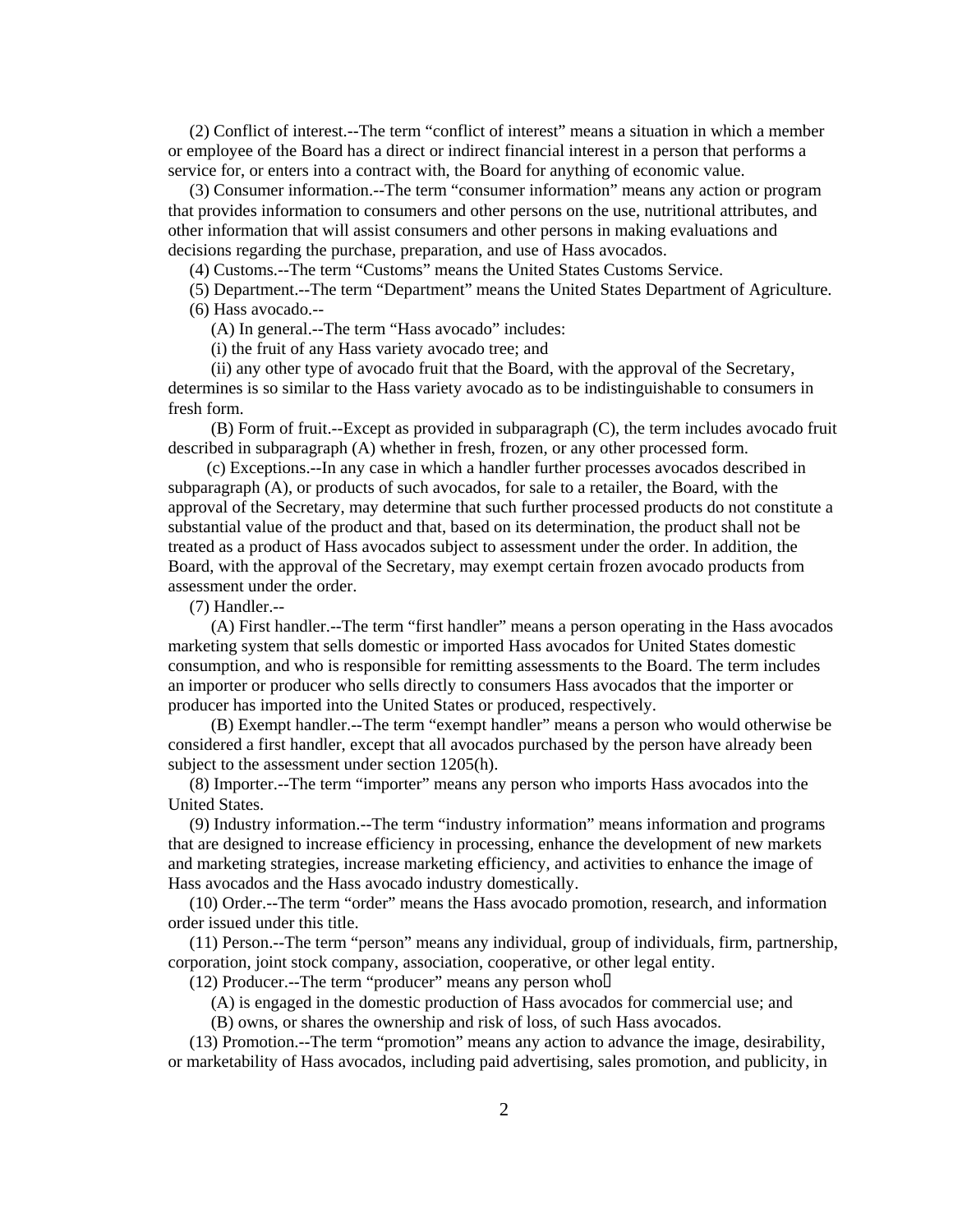(2) Conflict of interest.--The term “conflict of interest” means a situation in which a member or employee of the Board has a direct or indirect financial interest in a person that performs a service for, or enters into a contract with, the Board for anything of economic value.

(3) Consumer information.--The term “consumer information” means any action or program that provides information to consumers and other persons on the use, nutritional attributes, and other information that will assist consumers and other persons in making evaluations and decisions regarding the purchase, preparation, and use of Hass avocados.

(4) Customs.--The term “Customs” means the United States Customs Service.

(5) Department.--The term “Department” means the United States Department of Agriculture.

(6) Hass avocado.--

(A) In general.--The term “Hass avocado” includes:

(i) the fruit of any Hass variety avocado tree; and

(ii) any other type of avocado fruit that the Board, with the approval of the Secretary, determines is so similar to the Hass variety avocado as to be indistinguishable to consumers in fresh form.

(B) Form of fruit.--Except as provided in subparagraph (C), the term includes avocado fruit described in subparagraph (A) whether in fresh, frozen, or any other processed form.

(c) Exceptions.--In any case in which a handler further processes avocados described in subparagraph (A), or products of such avocados, for sale to a retailer, the Board, with the approval of the Secretary, may determine that such further processed products do not constitute a substantial value of the product and that, based on its determination, the product shall not be treated as a product of Hass avocados subject to assessment under the order. In addition, the Board, with the approval of the Secretary, may exempt certain frozen avocado products from assessment under the order.

(7) Handler.--

(A) First handler.--The term “first handler” means a person operating in the Hass avocados marketing system that sells domestic or imported Hass avocados for United States domestic consumption, and who is responsible for remitting assessments to the Board. The term includes an importer or producer who sells directly to consumers Hass avocados that the importer or producer has imported into the United States or produced, respectively.

(B) Exempt handler.--The term “exempt handler” means a person who would otherwise be considered a first handler, except that all avocados purchased by the person have already been subject to the assessment under section 1205(h).

(8) Importer.--The term “importer” means any person who imports Hass avocados into the United States.

(9) Industry information.--The term “industry information” means information and programs that are designed to increase efficiency in processing, enhance the development of new markets and marketing strategies, increase marketing efficiency, and activities to enhance the image of Hass avocados and the Hass avocado industry domestically.

(10) Order.--The term “order” means the Hass avocado promotion, research, and information order issued under this title.

(11) Person.--The term “person” means any individual, group of individuals, firm, partnership, corporation, joint stock company, association, cooperative, or other legal entity.

(12) Producer.--The term “producer” means any person who

(A) is engaged in the domestic production of Hass avocados for commercial use; and

(B) owns, or shares the ownership and risk of loss, of such Hass avocados.

(13) Promotion.--The term “promotion” means any action to advance the image, desirability, or marketability of Hass avocados, including paid advertising, sales promotion, and publicity, in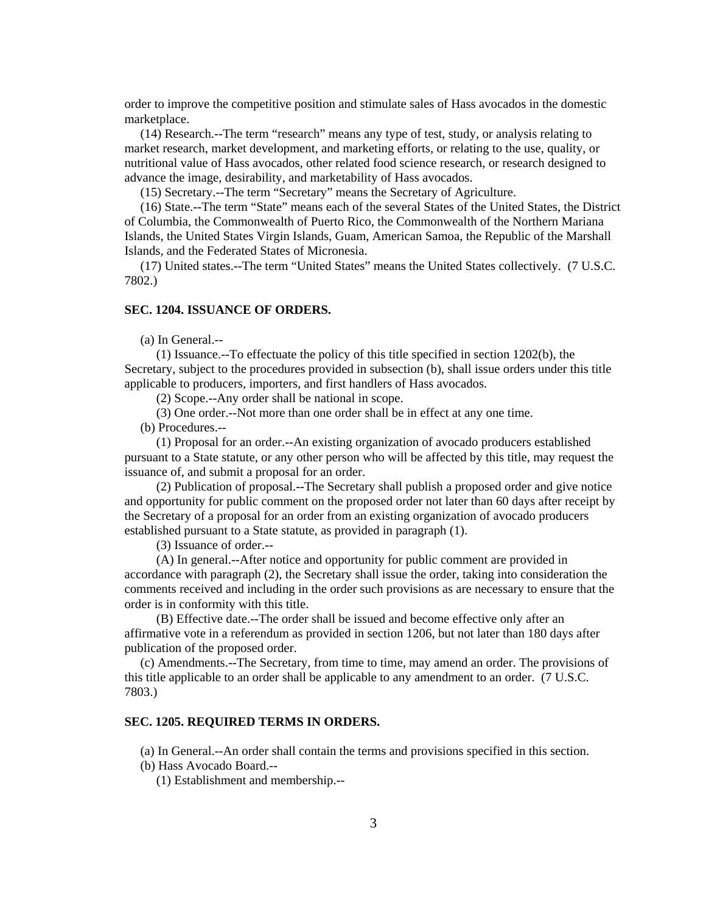order to improve the competitive position and stimulate sales of Hass avocados in the domestic marketplace.

(14) Research.--The term “research” means any type of test, study, or analysis relating to market research, market development, and marketing efforts, or relating to the use, quality, or nutritional value of Hass avocados, other related food science research, or research designed to advance the image, desirability, and marketability of Hass avocados.

(15) Secretary.--The term “Secretary” means the Secretary of Agriculture.

(16) State.--The term “State” means each of the several States of the United States, the District of Columbia, the Commonwealth of Puerto Rico, the Commonwealth of the Northern Mariana Islands, the United States Virgin Islands, Guam, American Samoa, the Republic of the Marshall Islands, and the Federated States of Micronesia.

(17) United states.--The term “United States” means the United States collectively. (7 U.S.C. 7802.)

### SEC. 1204. ISSUANCE OF ORDERS.

(a) In General.--

(1) Issuance.--To effectuate the policy of this title specified in section 1202(b), the Secretary, subject to the procedures provided in subsection (b), shall issue orders under this title applicable to producers, importers, and first handlers of Hass avocados.

(2) Scope.--Any order shall be national in scope.

(3) One order.--Not more than one order shall be in effect at any one time.

(b) Procedures.--

(1) Proposal for an order.--An existing organization of avocado producers established pursuant to a State statute, or any other person who will be affected by this title, may request the issuance of, and submit a proposal for an order.

(2) Publication of proposal.--The Secretary shall publish a proposed order and give notice and opportunity for public comment on the proposed order not later than 60 days after receipt by the Secretary of a proposal for an order from an existing organization of avocado producers established pursuant to a State statute, as provided in paragraph (1).

(3) Issuance of order.--

(A) In general.--After notice and opportunity for public comment are provided in accordance with paragraph (2), the Secretary shall issue the order, taking into consideration the comments received and including in the order such provisions as are necessary to ensure that the order is in conformity with this title.

(B) Effective date.--The order shall be issued and become effective only after an affirmative vote in a referendum as provided in section 1206, but not later than 180 days after publication of the proposed order.

(c) Amendments.--The Secretary, from time to time, may amend an order. The provisions of this title applicable to an order shall be applicable to any amendment to an order. (7 U.S.C. 7803.)

### SEC. 1205. REQUIRED TERMS IN ORDERS.

(a) In General.--An order shall contain the terms and provisions specified in this section.

(b) Hass Avocado Board.--

(1) Establishment and membership.--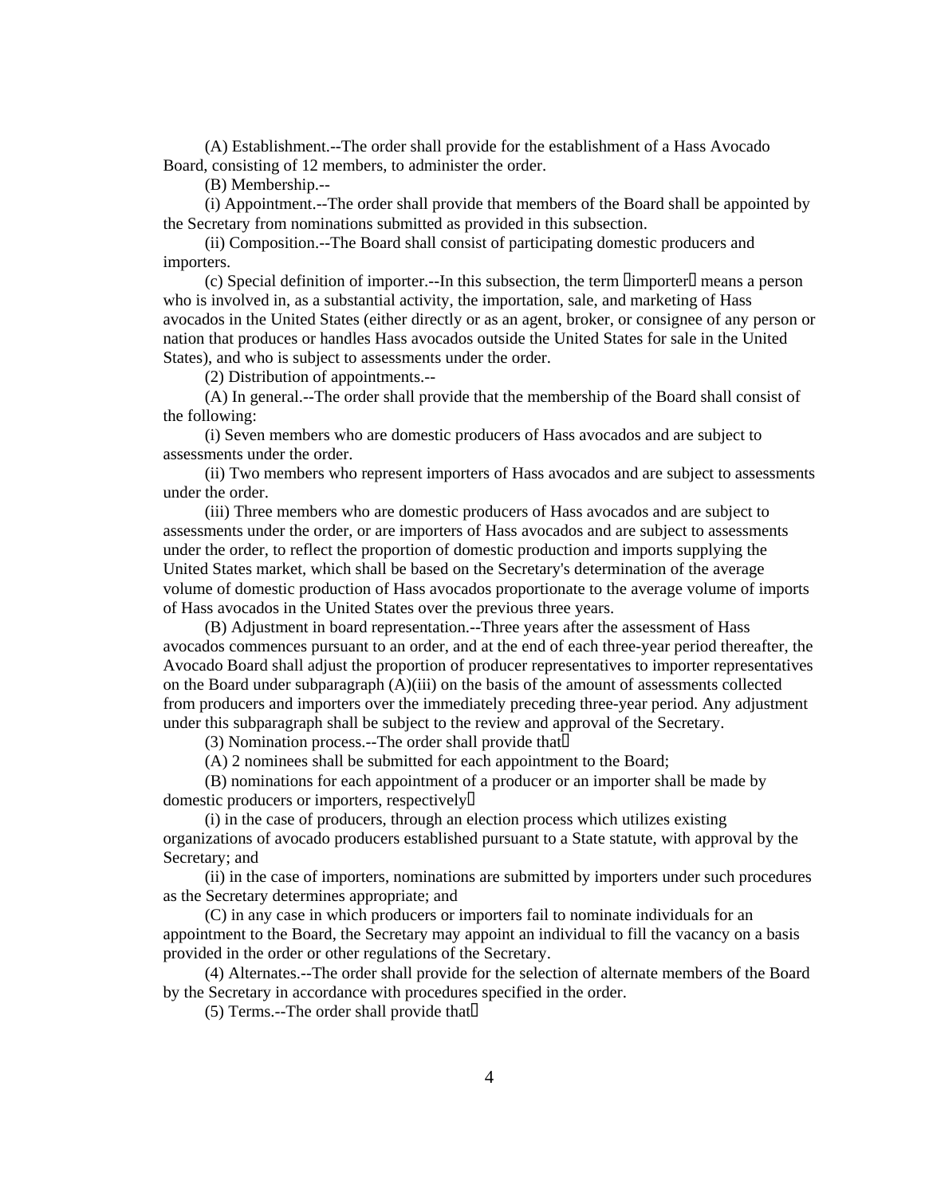(A) Establishment.--The order shall provide for the establishment of a Hass Avocado Board, consisting of 12 members, to administer the order.

(B) Membership.--

(i) Appointment.--The order shall provide that members of the Board shall be appointed by the Secretary from nominations submitted as provided in this subsection.

(ii) Composition.--The Board shall consist of participating domestic producers and importers.

(c) Special definition of importer.--In this subsection, the term importer means a person who is involved in, as a substantial activity, the importation, sale, and marketing of Hass avocados in the United States (either directly or as an agent, broker, or consignee of any person or nation that produces or handles Hass avocados outside the United States for sale in the United States), and who is subject to assessments under the order.

(2) Distribution of appointments.--

(A) In general.--The order shall provide that the membership of the Board shall consist of the following:

(i) Seven members who are domestic producers of Hass avocados and are subject to assessments under the order.

(ii) Two members who represent importers of Hass avocados and are subject to assessments under the order.

(iii) Three members who are domestic producers of Hass avocados and are subject to assessments under the order, or are importers of Hass avocados and are subject to assessments under the order, to reflect the proportion of domestic production and imports supplying the United States market, which shall be based on the Secretary's determination of the average volume of domestic production of Hass avocados proportionate to the average volume of imports of Hass avocados in the United States over the previous three years.

(B) Adjustment in board representation.--Three years after the assessment of Hass avocados commences pursuant to an order, and at the end of each three-year period thereafter, the Avocado Board shall adjust the proportion of producer representatives to importer representatives on the Board under subparagraph (A)(iii) on the basis of the amount of assessments collected from producers and importers over the immediately preceding three-year period. Any adjustment under this subparagraph shall be subject to the review and approval of the Secretary.

(3) Nomination process.--The order shall provide that

(A) 2 nominees shall be submitted for each appointment to the Board;

(B) nominations for each appointment of a producer or an importer shall be made by domestic producers or importers, respectively

(i) in the case of producers, through an election process which utilizes existing organizations of avocado producers established pursuant to a State statute, with approval by the Secretary; and

(ii) in the case of importers, nominations are submitted by importers under such procedures as the Secretary determines appropriate; and

(C) in any case in which producers or importers fail to nominate individuals for an appointment to the Board, the Secretary may appoint an individual to fill the vacancy on a basis provided in the order or other regulations of the Secretary.

(4) Alternates.--The order shall provide for the selection of alternate members of the Board by the Secretary in accordance with procedures specified in the order.

(5) Terms.--The order shall provide that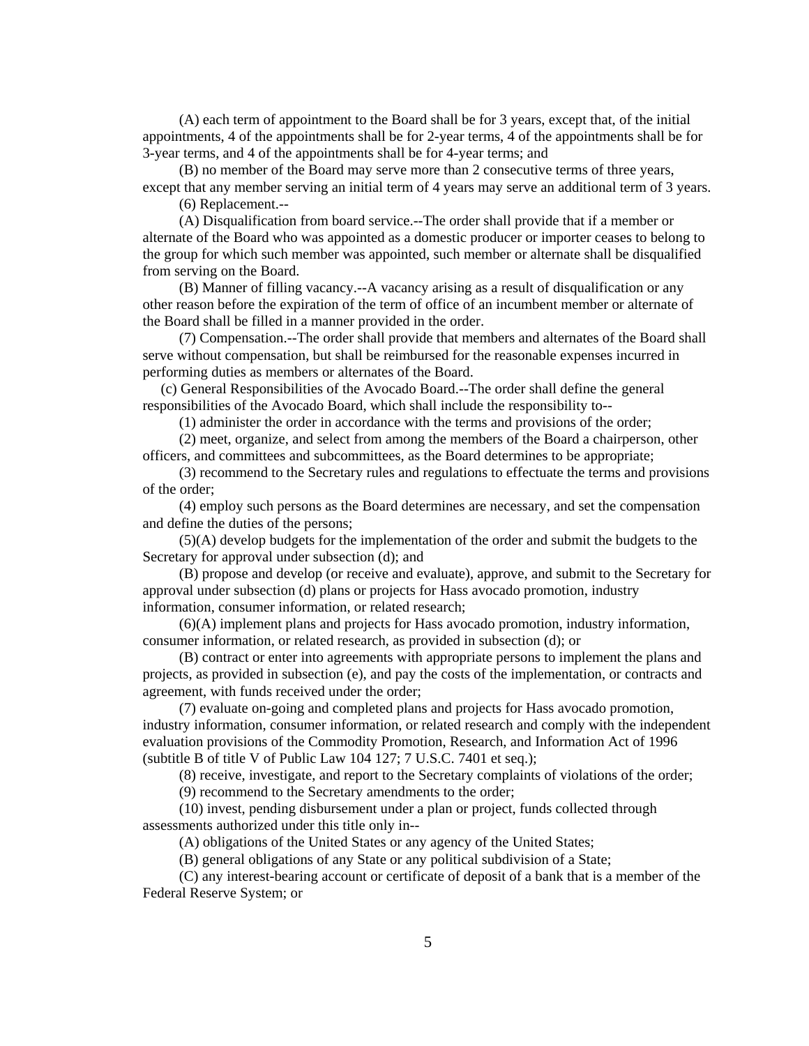(A) each term of appointment to the Board shall be for 3 years, except that, of the initial appointments, 4 of the appointments shall be for 2-year terms, 4 of the appointments shall be for 3-year terms, and 4 of the appointments shall be for 4-year terms; and

(B) no member of the Board may serve more than 2 consecutive terms of three years, except that any member serving an initial term of 4 years may serve an additional term of 3 years.

(6) Replacement.--

(A) Disqualification from board service.--The order shall provide that if a member or alternate of the Board who was appointed as a domestic producer or importer ceases to belong to the group for which such member was appointed, such member or alternate shall be disqualified from serving on the Board.

(B) Manner of filling vacancy.--A vacancy arising as a result of disqualification or any other reason before the expiration of the term of office of an incumbent member or alternate of the Board shall be filled in a manner provided in the order.

(7) Compensation.--The order shall provide that members and alternates of the Board shall serve without compensation, but shall be reimbursed for the reasonable expenses incurred in performing duties as members or alternates of the Board.

(c) General Responsibilities of the Avocado Board.--The order shall define the general responsibilities of the Avocado Board, which shall include the responsibility to--

(1) administer the order in accordance with the terms and provisions of the order;

(2) meet, organize, and select from among the members of the Board a chairperson, other officers, and committees and subcommittees, as the Board determines to be appropriate;

(3) recommend to the Secretary rules and regulations to effectuate the terms and provisions of the order;

(4) employ such persons as the Board determines are necessary, and set the compensation and define the duties of the persons;

(5)(A) develop budgets for the implementation of the order and submit the budgets to the Secretary for approval under subsection (d); and

(B) propose and develop (or receive and evaluate), approve, and submit to the Secretary for approval under subsection (d) plans or projects for Hass avocado promotion, industry information, consumer information, or related research;

(6)(A) implement plans and projects for Hass avocado promotion, industry information, consumer information, or related research, as provided in subsection (d); or

(B) contract or enter into agreements with appropriate persons to implement the plans and projects, as provided in subsection (e), and pay the costs of the implementation, or contracts and agreement, with funds received under the order;

(7) evaluate on-going and completed plans and projects for Hass avocado promotion, industry information, consumer information, or related research and comply with the independent evaluation provisions of the Commodity Promotion, Research, and Information Act of 1996 (subtitle B of title V of Public Law 104 127; 7 U.S.C. 7401 et seq.);

(8) receive, investigate, and report to the Secretary complaints of violations of the order;

(9) recommend to the Secretary amendments to the order;

(10) invest, pending disbursement under a plan or project, funds collected through assessments authorized under this title only in--

(A) obligations of the United States or any agency of the United States;

(B) general obligations of any State or any political subdivision of a State;

(C) any interest-bearing account or certificate of deposit of a bank that is a member of the Federal Reserve System; or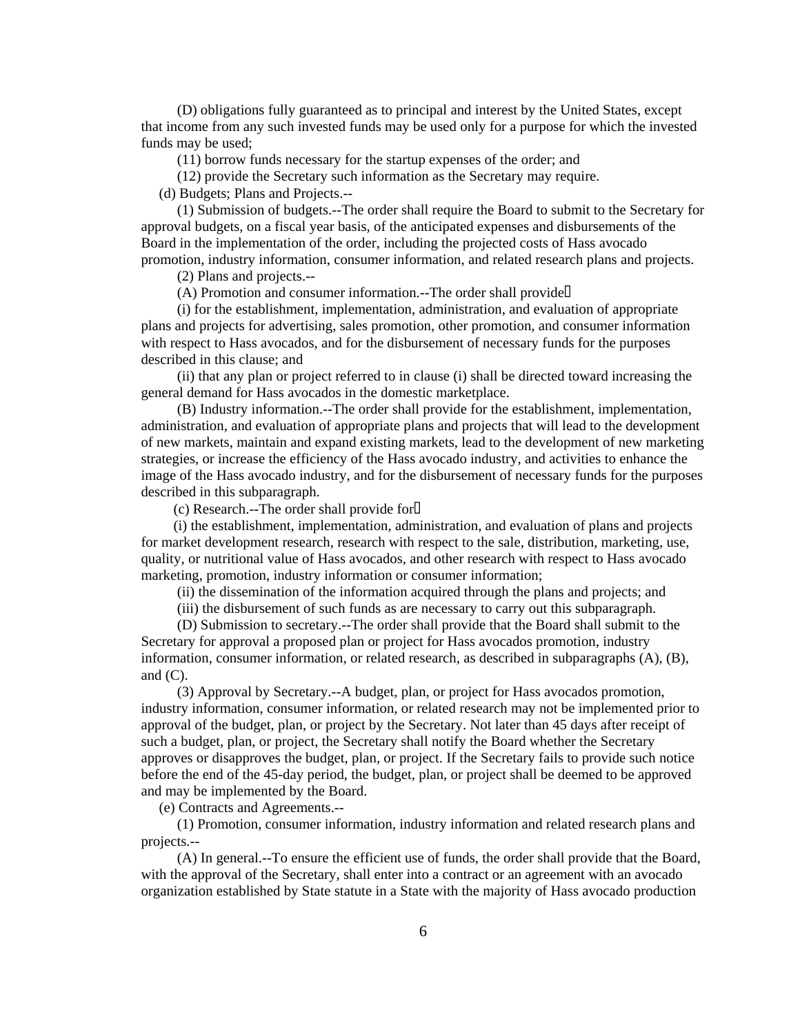(D) obligations fully guaranteed as to principal and interest by the United States, except that income from any such invested funds may be used only for a purpose for which the invested funds may be used;

(11) borrow funds necessary for the startup expenses of the order; and

(12) provide the Secretary such information as the Secretary may require.

(d) Budgets; Plans and Projects.--

(1) Submission of budgets.--The order shall require the Board to submit to the Secretary for approval budgets, on a fiscal year basis, of the anticipated expenses and disbursements of the Board in the implementation of the order, including the projected costs of Hass avocado promotion, industry information, consumer information, and related research plans and projects.

(2) Plans and projects.--

(A) Promotion and consumer information.--The order shall provide

(i) for the establishment, implementation, administration, and evaluation of appropriate plans and projects for advertising, sales promotion, other promotion, and consumer information with respect to Hass avocados, and for the disbursement of necessary funds for the purposes described in this clause; and

(ii) that any plan or project referred to in clause (i) shall be directed toward increasing the general demand for Hass avocados in the domestic marketplace.

(B) Industry information.--The order shall provide for the establishment, implementation, administration, and evaluation of appropriate plans and projects that will lead to the development of new markets, maintain and expand existing markets, lead to the development of new marketing strategies, or increase the efficiency of the Hass avocado industry, and activities to enhance the image of the Hass avocado industry, and for the disbursement of necessary funds for the purposes described in this subparagraph.

(c) Research.--The order shall provide for

(i) the establishment, implementation, administration, and evaluation of plans and projects for market development research, research with respect to the sale, distribution, marketing, use, quality, or nutritional value of Hass avocados, and other research with respect to Hass avocado marketing, promotion, industry information or consumer information;

(ii) the dissemination of the information acquired through the plans and projects; and

(iii) the disbursement of such funds as are necessary to carry out this subparagraph.

(D) Submission to secretary.--The order shall provide that the Board shall submit to the Secretary for approval a proposed plan or project for Hass avocados promotion, industry information, consumer information, or related research, as described in subparagraphs (A), (B), and (C).

(3) Approval by Secretary.--A budget, plan, or project for Hass avocados promotion, industry information, consumer information, or related research may not be implemented prior to approval of the budget, plan, or project by the Secretary. Not later than 45 days after receipt of such a budget, plan, or project, the Secretary shall notify the Board whether the Secretary approves or disapproves the budget, plan, or project. If the Secretary fails to provide such notice before the end of the 45-day period, the budget, plan, or project shall be deemed to be approved and may be implemented by the Board.

(e) Contracts and Agreements.--

(1) Promotion, consumer information, industry information and related research plans and projects.--

(A) In general.--To ensure the efficient use of funds, the order shall provide that the Board, with the approval of the Secretary, shall enter into a contract or an agreement with an avocado organization established by State statute in a State with the majority of Hass avocado production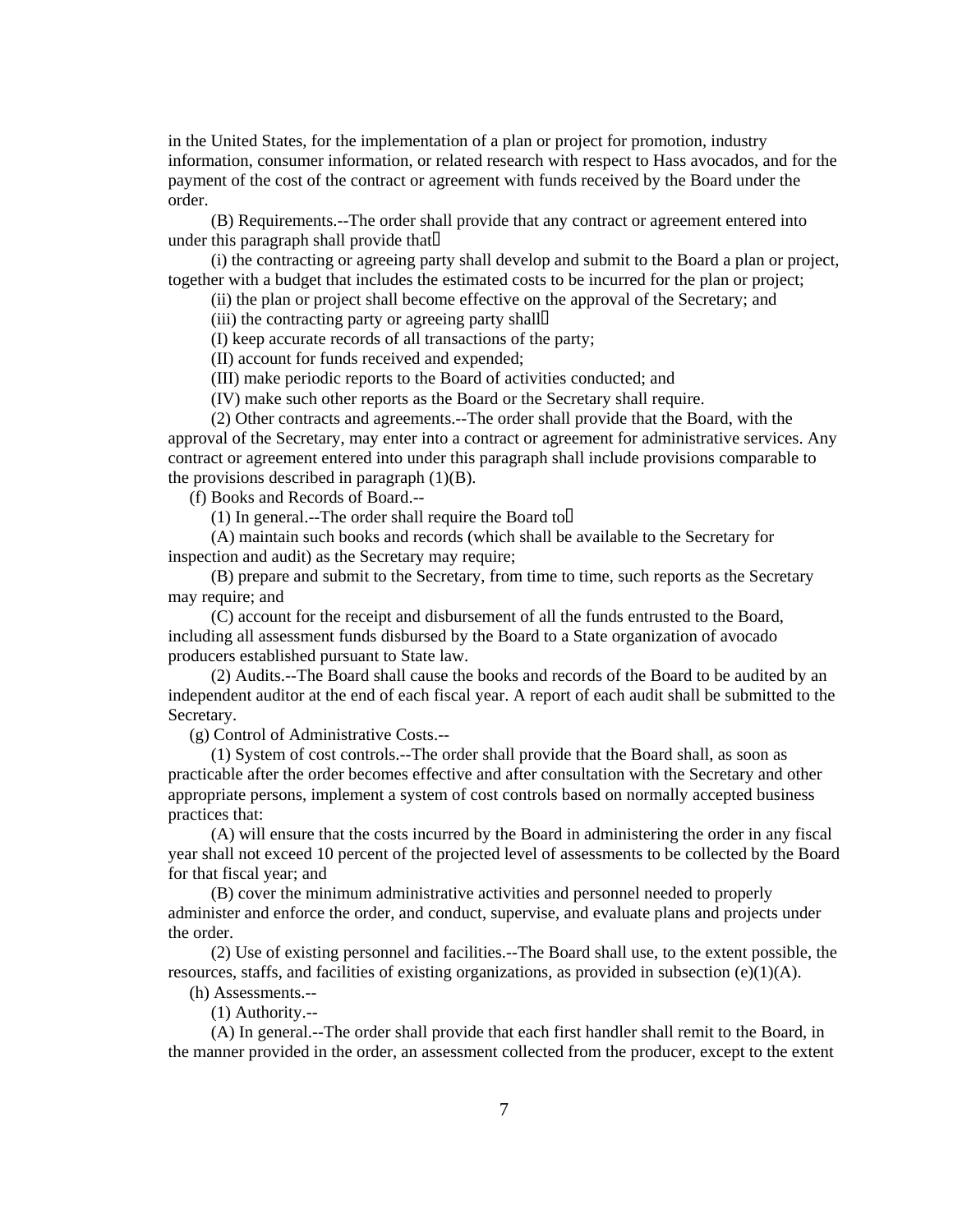in the United States, for the implementation of a plan or project for promotion, industry information, consumer information, or related research with respect to Hass avocados, and for the payment of the cost of the contract or agreement with funds received by the Board under the order.

(B) Requirements.--The order shall provide that any contract or agreement entered into under this paragraph shall provide that—

(i) the contracting or agreeing party shall develop and submit to the Board a plan or project, together with a budget that includes the estimated costs to be incurred for the plan or project;

(ii) the plan or project shall become effective on the approval of the Secretary; and

(iii) the contracting party or agreeing party shall—

(I) keep accurate records of all transactions of the party;

(II) account for funds received and expended;

(III) make periodic reports to the Board of activities conducted; and

(IV) make such other reports as the Board or the Secretary shall require.

(2) Other contracts and agreements.--The order shall provide that the Board, with the approval of the Secretary, may enter into a contract or agreement for administrative services. Any contract or agreement entered into under this paragraph shall include provisions comparable to the provisions described in paragraph (1)(B).

(f) Books and Records of Board.--

(1) In general.--The order shall require the Board to—

(A) maintain such books and records (which shall be available to the Secretary for inspection and audit) as the Secretary may require;

(B) prepare and submit to the Secretary, from time to time, such reports as the Secretary may require; and

(C) account for the receipt and disbursement of all the funds entrusted to the Board, including all assessment funds disbursed by the Board to a State organization of avocado producers established pursuant to State law.

(2) Audits.--The Board shall cause the books and records of the Board to be audited by an independent auditor at the end of each fiscal year. A report of each audit shall be submitted to the Secretary.

(g) Control of Administrative Costs.--

(1) System of cost controls.--The order shall provide that the Board shall, as soon as practicable after the order becomes effective and after consultation with the Secretary and other appropriate persons, implement a system of cost controls based on normally accepted business practices that:

(A) will ensure that the costs incurred by the Board in administering the order in any fiscal year shall not exceed 10 percent of the projected level of assessments to be collected by the Board for that fiscal year; and

(B) cover the minimum administrative activities and personnel needed to properly administer and enforce the order, and conduct, supervise, and evaluate plans and projects under the order.

(2) Use of existing personnel and facilities.--The Board shall use, to the extent possible, the resources, staffs, and facilities of existing organizations, as provided in subsection (e)(1)(A).

(h) Assessments.--

(1) Authority.--

(A) In general.--The order shall provide that each first handler shall remit to the Board, in the manner provided in the order, an assessment collected from the producer, except to the extent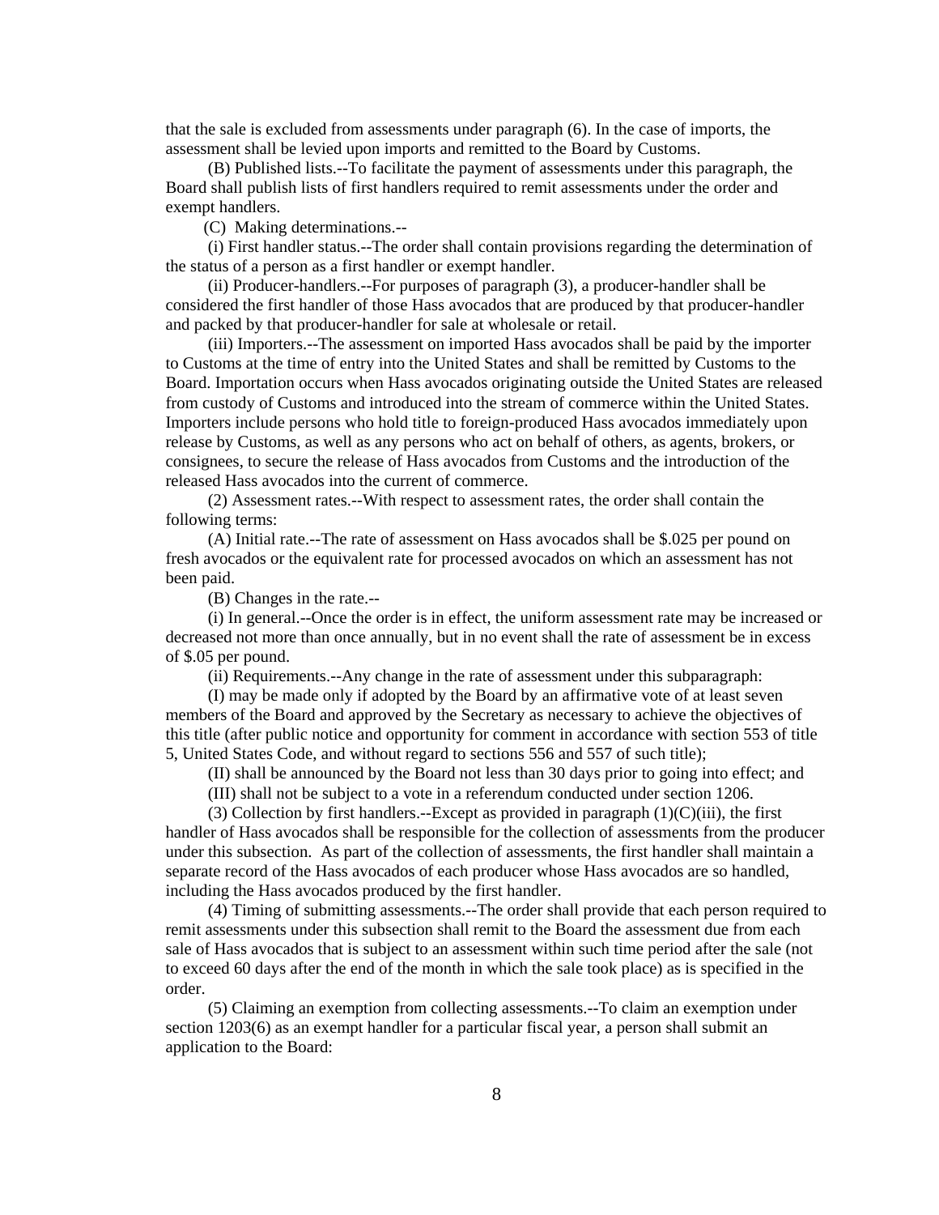that the sale is excluded from assessments under paragraph (6). In the case of imports, the assessment shall be levied upon imports and remitted to the Board by Customs.

(B) Published lists.--To facilitate the payment of assessments under this paragraph, the Board shall publish lists of first handlers required to remit assessments under the order and exempt handlers.

(C) Making determinations.--

(i) First handler status.--The order shall contain provisions regarding the determination of the status of a person as a first handler or exempt handler.

(ii) Producer-handlers.--For purposes of paragraph (3), a producer-handler shall be considered the first handler of those Hass avocados that are produced by that producer-handler and packed by that producer-handler for sale at wholesale or retail.

(iii) Importers.--The assessment on imported Hass avocados shall be paid by the importer to Customs at the time of entry into the United States and shall be remitted by Customs to the Board. Importation occurs when Hass avocados originating outside the United States are released from custody of Customs and introduced into the stream of commerce within the United States. Importers include persons who hold title to foreign-produced Hass avocados immediately upon release by Customs, as well as any persons who act on behalf of others, as agents, brokers, or consignees, to secure the release of Hass avocados from Customs and the introduction of the released Hass avocados into the current of commerce.

(2) Assessment rates.--With respect to assessment rates, the order shall contain the following terms:

(A) Initial rate.--The rate of assessment on Hass avocados shall be $.025 per pound on fresh avocados or the equivalent rate for processed avocados on which an assessment has not been paid.

(B) Changes in the rate.--

(i) In general.--Once the order is in effect, the uniform assessment rate may be increased or decreased not more than once annually, but in no event shall the rate of assessment be in excess of $.05 per pound.

(ii) Requirements.--Any change in the rate of assessment under this subparagraph:

(I) may be made only if adopted by the Board by an affirmative vote of at least seven members of the Board and approved by the Secretary as necessary to achieve the objectives of this title (after public notice and opportunity for comment in accordance with section 553 of title 5, United States Code, and without regard to sections 556 and 557 of such title);

(II) shall be announced by the Board not less than 30 days prior to going into effect; and

(III) shall not be subject to a vote in a referendum conducted under section 1206.

(3) Collection by first handlers.--Except as provided in paragraph (1)(C)(iii), the first handler of Hass avocados shall be responsible for the collection of assessments from the producer under this subsection. As part of the collection of assessments, the first handler shall maintain a separate record of the Hass avocados of each producer whose Hass avocados are so handled, including the Hass avocados produced by the first handler.

(4) Timing of submitting assessments.--The order shall provide that each person required to remit assessments under this subsection shall remit to the Board the assessment due from each sale of Hass avocados that is subject to an assessment within such time period after the sale (not to exceed 60 days after the end of the month in which the sale took place) as is specified in the order.

(5) Claiming an exemption from collecting assessments.--To claim an exemption under section 1203(6) as an exempt handler for a particular fiscal year, a person shall submit an application to the Board: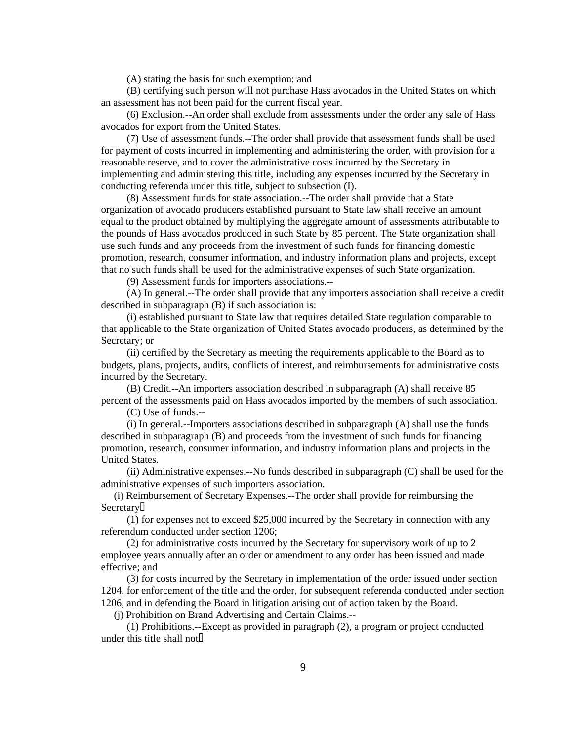(A) stating the basis for such exemption; and

(B) certifying such person will not purchase Hass avocados in the United States on which an assessment has not been paid for the current fiscal year.

(6) Exclusion.--An order shall exclude from assessments under the order any sale of Hass avocados for export from the United States.

(7) Use of assessment funds.--The order shall provide that assessment funds shall be used for payment of costs incurred in implementing and administering the order, with provision for a reasonable reserve, and to cover the administrative costs incurred by the Secretary in implementing and administering this title, including any expenses incurred by the Secretary in conducting referenda under this title, subject to subsection (I).

(8) Assessment funds for state association.--The order shall provide that a State organization of avocado producers established pursuant to State law shall receive an amount equal to the product obtained by multiplying the aggregate amount of assessments attributable to the pounds of Hass avocados produced in such State by 85 percent. The State organization shall use such funds and any proceeds from the investment of such funds for financing domestic promotion, research, consumer information, and industry information plans and projects, except that no such funds shall be used for the administrative expenses of such State organization.

(9) Assessment funds for importers associations.--

(A) In general.--The order shall provide that any importers association shall receive a credit described in subparagraph (B) if such association is:

(i) established pursuant to State law that requires detailed State regulation comparable to that applicable to the State organization of United States avocado producers, as determined by the Secretary; or

(ii) certified by the Secretary as meeting the requirements applicable to the Board as to budgets, plans, projects, audits, conflicts of interest, and reimbursements for administrative costs incurred by the Secretary.

(B) Credit.--An importers association described in subparagraph (A) shall receive 85 percent of the assessments paid on Hass avocados imported by the members of such association.

(C) Use of funds.--

(i) In general.--Importers associations described in subparagraph (A) shall use the funds described in subparagraph (B) and proceeds from the investment of such funds for financing promotion, research, consumer information, and industry information plans and projects in the United States.

(ii) Administrative expenses.--No funds described in subparagraph (C) shall be used for the administrative expenses of such importers association.

(i) Reimbursement of Secretary Expenses.--The order shall provide for reimbursing the Secretary

(1) for expenses not to exceed $25,000 incurred by the Secretary in connection with any referendum conducted under section 1206;

(2) for administrative costs incurred by the Secretary for supervisory work of up to 2 employee years annually after an order or amendment to any order has been issued and made effective; and

(3) for costs incurred by the Secretary in implementation of the order issued under section 1204, for enforcement of the title and the order, for subsequent referenda conducted under section 1206, and in defending the Board in litigation arising out of action taken by the Board.

(j) Prohibition on Brand Advertising and Certain Claims.--

(1) Prohibitions.--Except as provided in paragraph (2), a program or project conducted under this title shall not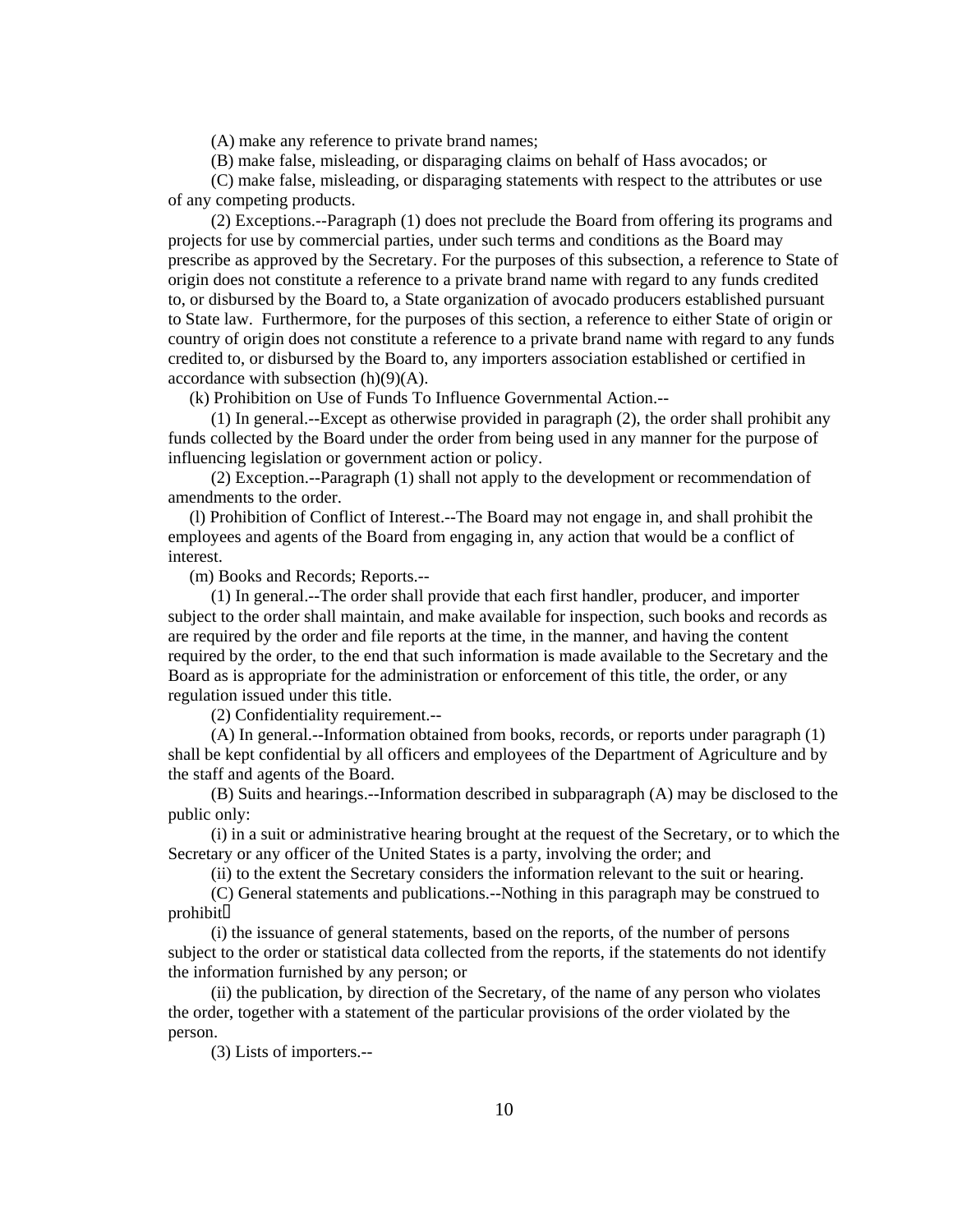(A) make any reference to private brand names;

(B) make false, misleading, or disparaging claims on behalf of Hass avocados; or

(C) make false, misleading, or disparaging statements with respect to the attributes or use of any competing products.

(2) Exceptions.--Paragraph (1) does not preclude the Board from offering its programs and projects for use by commercial parties, under such terms and conditions as the Board may prescribe as approved by the Secretary. For the purposes of this subsection, a reference to State of origin does not constitute a reference to a private brand name with regard to any funds credited to, or disbursed by the Board to, a State organization of avocado producers established pursuant to State law. Furthermore, for the purposes of this section, a reference to either State of origin or country of origin does not constitute a reference to a private brand name with regard to any funds credited to, or disbursed by the Board to, any importers association established or certified in accordance with subsection (h)(9)(A).

(k) Prohibition on Use of Funds To Influence Governmental Action.--

(1) In general.--Except as otherwise provided in paragraph (2), the order shall prohibit any funds collected by the Board under the order from being used in any manner for the purpose of influencing legislation or government action or policy.

(2) Exception.--Paragraph (1) shall not apply to the development or recommendation of amendments to the order.

(l) Prohibition of Conflict of Interest.--The Board may not engage in, and shall prohibit the employees and agents of the Board from engaging in, any action that would be a conflict of interest.

(m) Books and Records; Reports.--

(1) In general.--The order shall provide that each first handler, producer, and importer subject to the order shall maintain, and make available for inspection, such books and records as are required by the order and file reports at the time, in the manner, and having the content required by the order, to the end that such information is made available to the Secretary and the Board as is appropriate for the administration or enforcement of this title, the order, or any regulation issued under this title.

(2) Confidentiality requirement.--

(A) In general.--Information obtained from books, records, or reports under paragraph (1) shall be kept confidential by all officers and employees of the Department of Agriculture and by the staff and agents of the Board.

(B) Suits and hearings.--Information described in subparagraph (A) may be disclosed to the public only:

(i) in a suit or administrative hearing brought at the request of the Secretary, or to which the Secretary or any officer of the United States is a party, involving the order; and

(ii) to the extent the Secretary considers the information relevant to the suit or hearing.

(C) General statements and publications.--Nothing in this paragraph may be construed to prohibit

(i) the issuance of general statements, based on the reports, of the number of persons subject to the order or statistical data collected from the reports, if the statements do not identify the information furnished by any person; or

(ii) the publication, by direction of the Secretary, of the name of any person who violates the order, together with a statement of the particular provisions of the order violated by the person.

(3) Lists of importers.--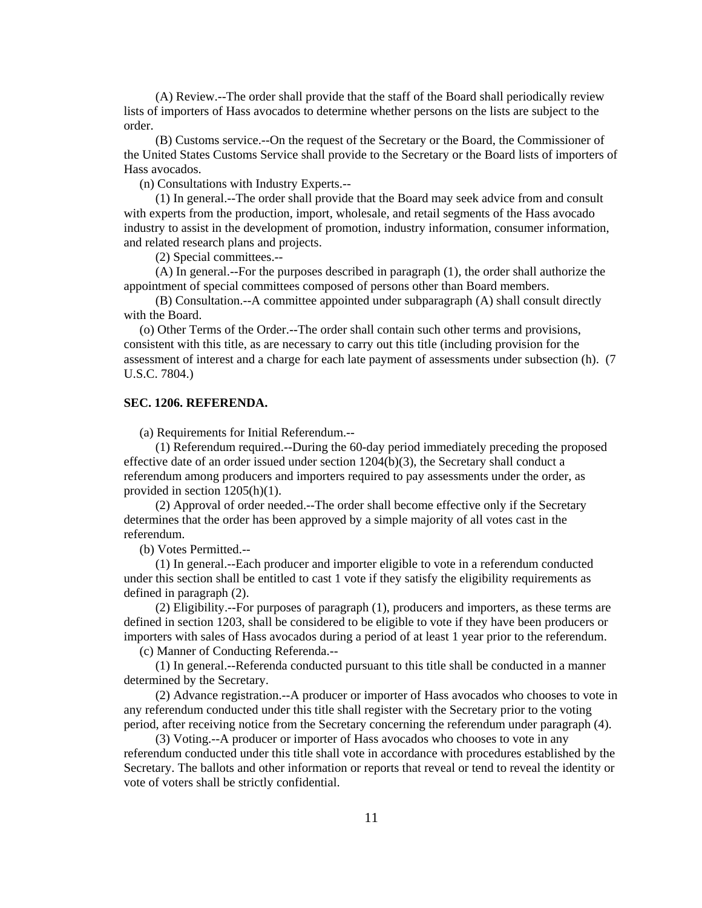(A) Review.--The order shall provide that the staff of the Board shall periodically review lists of importers of Hass avocados to determine whether persons on the lists are subject to the order.

(B) Customs service.--On the request of the Secretary or the Board, the Commissioner of the United States Customs Service shall provide to the Secretary or the Board lists of importers of Hass avocados.

(n) Consultations with Industry Experts.--

(1) In general.--The order shall provide that the Board may seek advice from and consult with experts from the production, import, wholesale, and retail segments of the Hass avocado industry to assist in the development of promotion, industry information, consumer information, and related research plans and projects.

(2) Special committees.--

(A) In general.--For the purposes described in paragraph (1), the order shall authorize the appointment of special committees composed of persons other than Board members.

(B) Consultation.--A committee appointed under subparagraph (A) shall consult directly with the Board.

(o) Other Terms of the Order.--The order shall contain such other terms and provisions, consistent with this title, as are necessary to carry out this title (including provision for the assessment of interest and a charge for each late payment of assessments under subsection (h). (7 U.S.C. 7804.)

**SEC. 1206. REFERENDA.**

(a) Requirements for Initial Referendum.--

(1) Referendum required.--During the 60-day period immediately preceding the proposed effective date of an order issued under section 1204(b)(3), the Secretary shall conduct a referendum among producers and importers required to pay assessments under the order, as provided in section 1205(h)(1).

(2) Approval of order needed.--The order shall become effective only if the Secretary determines that the order has been approved by a simple majority of all votes cast in the referendum.

(b) Votes Permitted.--

(1) In general.--Each producer and importer eligible to vote in a referendum conducted under this section shall be entitled to cast 1 vote if they satisfy the eligibility requirements as defined in paragraph (2).

(2) Eligibility.--For purposes of paragraph (1), producers and importers, as these terms are defined in section 1203, shall be considered to be eligible to vote if they have been producers or importers with sales of Hass avocados during a period of at least 1 year prior to the referendum.

(c) Manner of Conducting Referenda.--

(1) In general.--Referenda conducted pursuant to this title shall be conducted in a manner determined by the Secretary.

(2) Advance registration.--A producer or importer of Hass avocados who chooses to vote in any referendum conducted under this title shall register with the Secretary prior to the voting period, after receiving notice from the Secretary concerning the referendum under paragraph (4).

(3) Voting.--A producer or importer of Hass avocados who chooses to vote in any referendum conducted under this title shall vote in accordance with procedures established by the Secretary. The ballots and other information or reports that reveal or tend to reveal the identity or vote of voters shall be strictly confidential.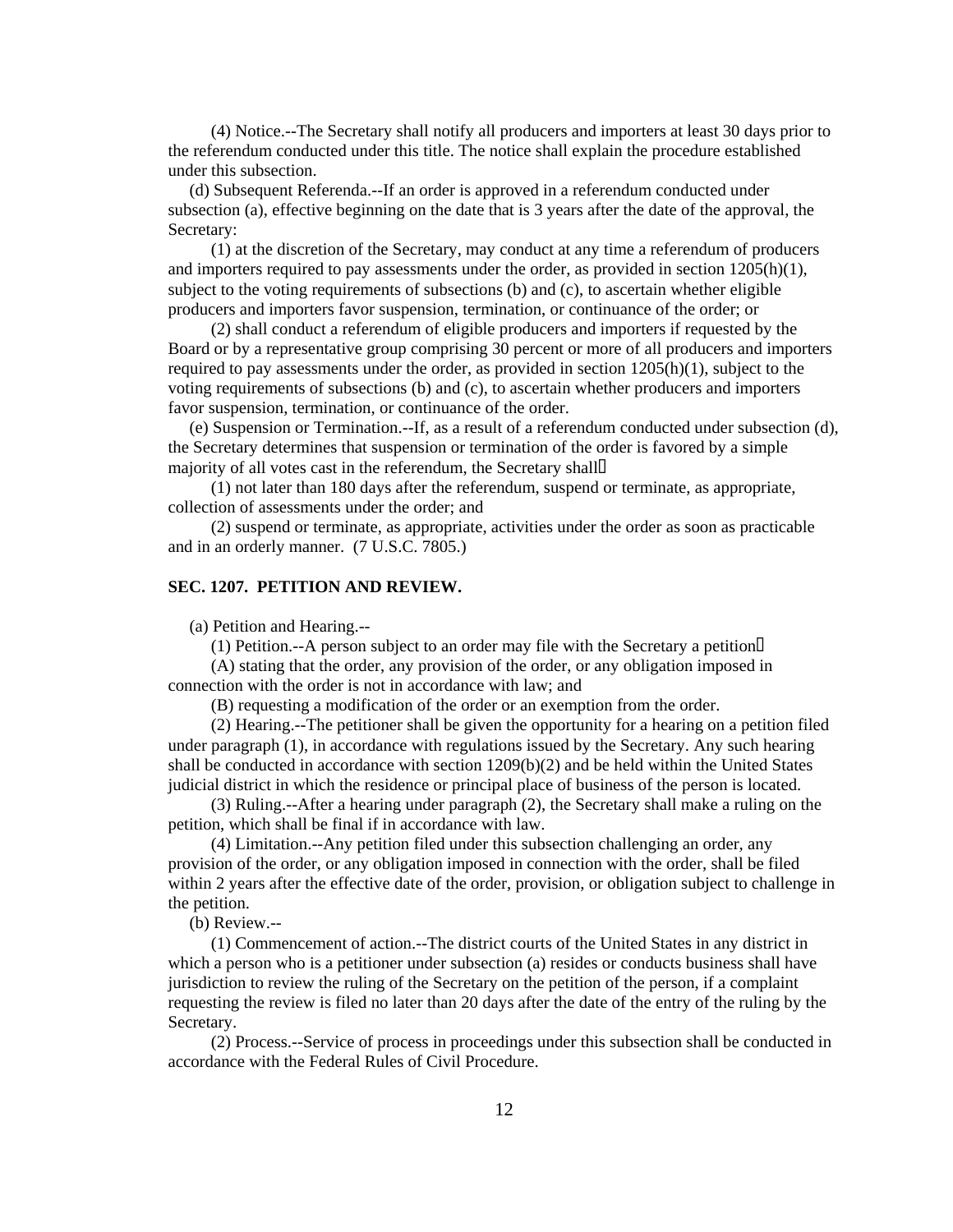(4) Notice.--The Secretary shall notify all producers and importers at least 30 days prior to the referendum conducted under this title. The notice shall explain the procedure established under this subsection.

(d) Subsequent Referenda.--If an order is approved in a referendum conducted under subsection (a), effective beginning on the date that is 3 years after the date of the approval, the Secretary:

(1) at the discretion of the Secretary, may conduct at any time a referendum of producers and importers required to pay assessments under the order, as provided in section 1205(h)(1), subject to the voting requirements of subsections (b) and (c), to ascertain whether eligible producers and importers favor suspension, termination, or continuance of the order; or

(2) shall conduct a referendum of eligible producers and importers if requested by the Board or by a representative group comprising 30 percent or more of all producers and importers required to pay assessments under the order, as provided in section 1205(h)(1), subject to the voting requirements of subsections (b) and (c), to ascertain whether producers and importers favor suspension, termination, or continuance of the order.

(e) Suspension or Termination.--If, as a result of a referendum conducted under subsection (d), the Secretary determines that suspension or termination of the order is favored by a simple majority of all votes cast in the referendum, the Secretary shall

(1) not later than 180 days after the referendum, suspend or terminate, as appropriate, collection of assessments under the order; and

(2) suspend or terminate, as appropriate, activities under the order as soon as practicable and in an orderly manner. (7 U.S.C. 7805.)

### SEC. 1207. PETITION AND REVIEW.

(a) Petition and Hearing.--

(1) Petition.--A person subject to an order may file with the Secretary a petition

(A) stating that the order, any provision of the order, or any obligation imposed in connection with the order is not in accordance with law; and

(B) requesting a modification of the order or an exemption from the order.

(2) Hearing.--The petitioner shall be given the opportunity for a hearing on a petition filed under paragraph (1), in accordance with regulations issued by the Secretary. Any such hearing shall be conducted in accordance with section 1209(b)(2) and be held within the United States judicial district in which the residence or principal place of business of the person is located.

(3) Ruling.--After a hearing under paragraph (2), the Secretary shall make a ruling on the petition, which shall be final if in accordance with law.

(4) Limitation.--Any petition filed under this subsection challenging an order, any provision of the order, or any obligation imposed in connection with the order, shall be filed within 2 years after the effective date of the order, provision, or obligation subject to challenge in the petition.

(b) Review.--

(1) Commencement of action.--The district courts of the United States in any district in which a person who is a petitioner under subsection (a) resides or conducts business shall have jurisdiction to review the ruling of the Secretary on the petition of the person, if a complaint requesting the review is filed no later than 20 days after the date of the entry of the ruling by the Secretary.

(2) Process.--Service of process in proceedings under this subsection shall be conducted in accordance with the Federal Rules of Civil Procedure.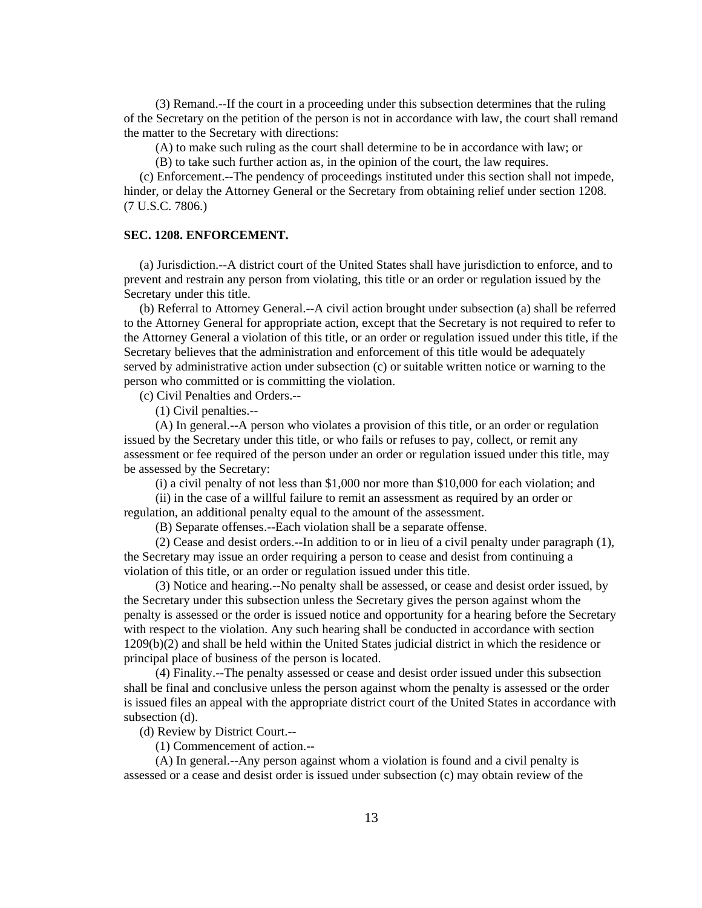(3) Remand.--If the court in a proceeding under this subsection determines that the ruling of the Secretary on the petition of the person is not in accordance with law, the court shall remand the matter to the Secretary with directions:

(A) to make such ruling as the court shall determine to be in accordance with law; or

(B) to take such further action as, in the opinion of the court, the law requires.

(c) Enforcement.--The pendency of proceedings instituted under this section shall not impede, hinder, or delay the Attorney General or the Secretary from obtaining relief under section 1208. (7 U.S.C. 7806.)

**SEC. 1208. ENFORCEMENT.**

(a) Jurisdiction.--A district court of the United States shall have jurisdiction to enforce, and to prevent and restrain any person from violating, this title or an order or regulation issued by the Secretary under this title.

(b) Referral to Attorney General.--A civil action brought under subsection (a) shall be referred to the Attorney General for appropriate action, except that the Secretary is not required to refer to the Attorney General a violation of this title, or an order or regulation issued under this title, if the Secretary believes that the administration and enforcement of this title would be adequately served by administrative action under subsection (c) or suitable written notice or warning to the person who committed or is committing the violation.

(c) Civil Penalties and Orders.--

(1) Civil penalties.--

(A) In general.--A person who violates a provision of this title, or an order or regulation issued by the Secretary under this title, or who fails or refuses to pay, collect, or remit any assessment or fee required of the person under an order or regulation issued under this title, may be assessed by the Secretary:

(i) a civil penalty of not less than $1,000 nor more than $10,000 for each violation; and

(ii) in the case of a willful failure to remit an assessment as required by an order or regulation, an additional penalty equal to the amount of the assessment.

(B) Separate offenses.--Each violation shall be a separate offense.

(2) Cease and desist orders.--In addition to or in lieu of a civil penalty under paragraph (1), the Secretary may issue an order requiring a person to cease and desist from continuing a violation of this title, or an order or regulation issued under this title.

(3) Notice and hearing.--No penalty shall be assessed, or cease and desist order issued, by the Secretary under this subsection unless the Secretary gives the person against whom the penalty is assessed or the order is issued notice and opportunity for a hearing before the Secretary with respect to the violation. Any such hearing shall be conducted in accordance with section 1209(b)(2) and shall be held within the United States judicial district in which the residence or principal place of business of the person is located.

(4) Finality.--The penalty assessed or cease and desist order issued under this subsection shall be final and conclusive unless the person against whom the penalty is assessed or the order is issued files an appeal with the appropriate district court of the United States in accordance with subsection (d).

(d) Review by District Court.--

(1) Commencement of action.--

(A) In general.--Any person against whom a violation is found and a civil penalty is assessed or a cease and desist order is issued under subsection (c) may obtain review of the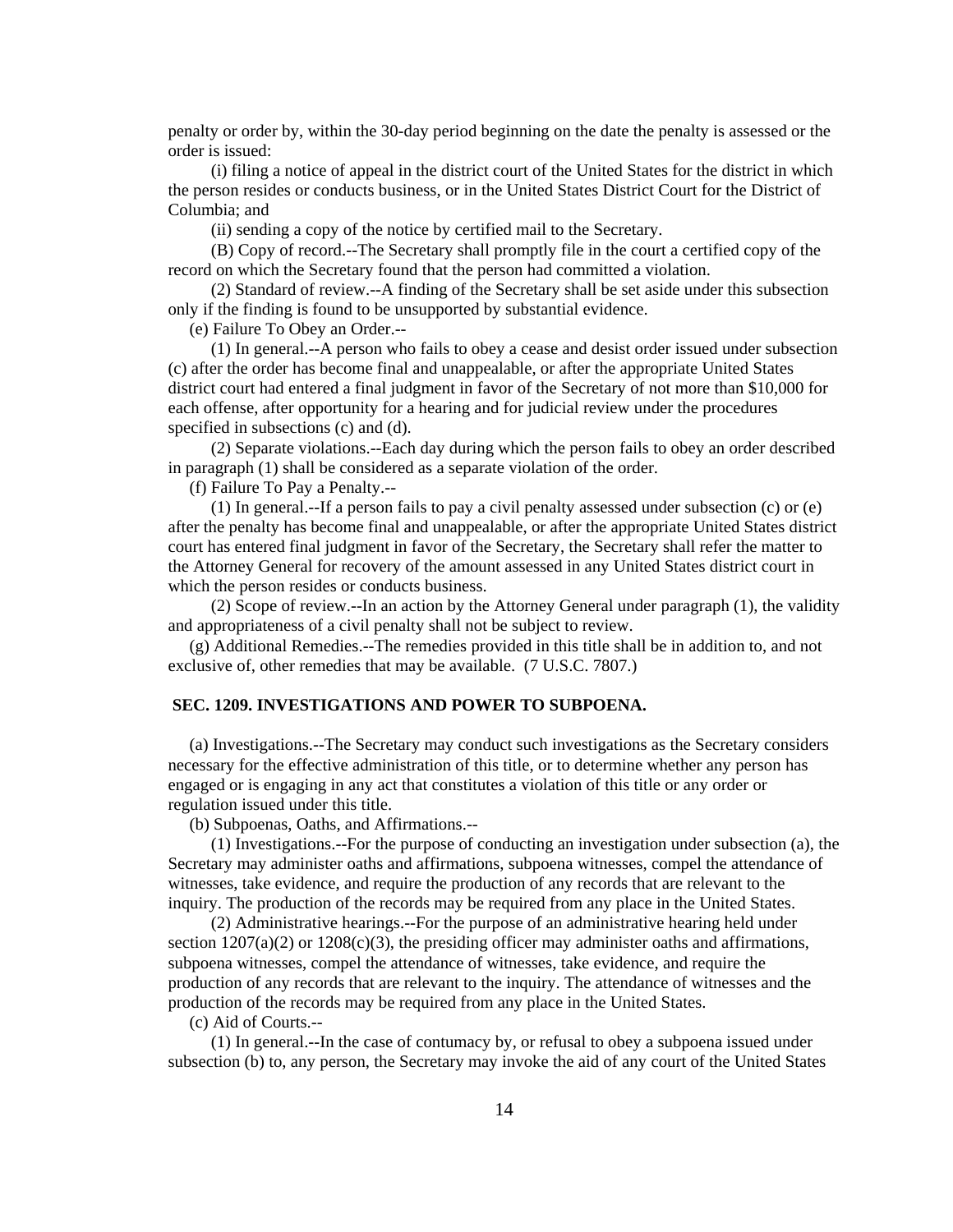penalty or order by, within the 30-day period beginning on the date the penalty is assessed or the order is issued:

(i) filing a notice of appeal in the district court of the United States for the district in which the person resides or conducts business, or in the United States District Court for the District of Columbia; and

(ii) sending a copy of the notice by certified mail to the Secretary.

(B) Copy of record.--The Secretary shall promptly file in the court a certified copy of the record on which the Secretary found that the person had committed a violation.

(2) Standard of review.--A finding of the Secretary shall be set aside under this subsection only if the finding is found to be unsupported by substantial evidence.

(e) Failure To Obey an Order.--

(1) In general.--A person who fails to obey a cease and desist order issued under subsection (c) after the order has become final and unappealable, or after the appropriate United States district court had entered a final judgment in favor of the Secretary of not more than $10,000 for each offense, after opportunity for a hearing and for judicial review under the procedures specified in subsections (c) and (d).

(2) Separate violations.--Each day during which the person fails to obey an order described in paragraph (1) shall be considered as a separate violation of the order.

(f) Failure To Pay a Penalty.--

(1) In general.--If a person fails to pay a civil penalty assessed under subsection (c) or (e) after the penalty has become final and unappealable, or after the appropriate United States district court has entered final judgment in favor of the Secretary, the Secretary shall refer the matter to the Attorney General for recovery of the amount assessed in any United States district court in which the person resides or conducts business.

(2) Scope of review.--In an action by the Attorney General under paragraph (1), the validity and appropriateness of a civil penalty shall not be subject to review.

(g) Additional Remedies.--The remedies provided in this title shall be in addition to, and not exclusive of, other remedies that may be available. (7 U.S.C. 7807.)

## SEC. 1209. INVESTIGATIONS AND POWER TO SUBPOENA.

(a) Investigations.--The Secretary may conduct such investigations as the Secretary considers necessary for the effective administration of this title, or to determine whether any person has engaged or is engaging in any act that constitutes a violation of this title or any order or regulation issued under this title.

(b) Subpoenas, Oaths, and Affirmations.--

(1) Investigations.--For the purpose of conducting an investigation under subsection (a), the Secretary may administer oaths and affirmations, subpoena witnesses, compel the attendance of witnesses, take evidence, and require the production of any records that are relevant to the inquiry. The production of the records may be required from any place in the United States.

(2) Administrative hearings.--For the purpose of an administrative hearing held under section 1207(a)(2) or 1208(c)(3), the presiding officer may administer oaths and affirmations, subpoena witnesses, compel the attendance of witnesses, take evidence, and require the production of any records that are relevant to the inquiry. The attendance of witnesses and the production of the records may be required from any place in the United States.

(c) Aid of Courts.--

(1) In general.--In the case of contumacy by, or refusal to obey a subpoena issued under subsection (b) to, any person, the Secretary may invoke the aid of any court of the United States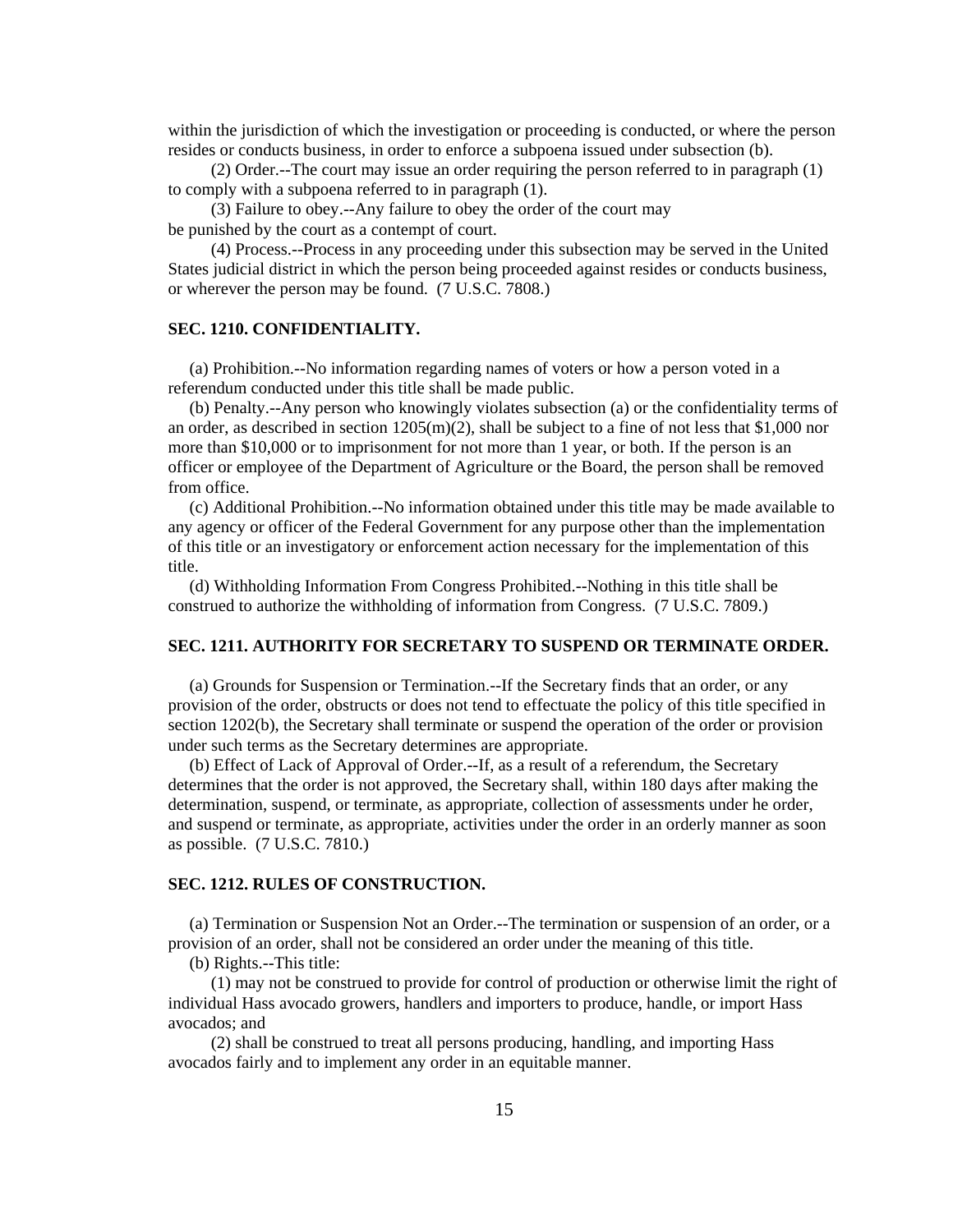within the jurisdiction of which the investigation or proceeding is conducted, or where the person resides or conducts business, in order to enforce a subpoena issued under subsection (b).

(2) Order.--The court may issue an order requiring the person referred to in paragraph (1) to comply with a subpoena referred to in paragraph (1).

(3) Failure to obey.--Any failure to obey the order of the court may be punished by the court as a contempt of court.

(4) Process.--Process in any proceeding under this subsection may be served in the United States judicial district in which the person being proceeded against resides or conducts business, or wherever the person may be found. (7 U.S.C. 7808.)

### SEC. 1210. CONFIDENTIALITY.

(a) Prohibition.--No information regarding names of voters or how a person voted in a referendum conducted under this title shall be made public.

(b) Penalty.--Any person who knowingly violates subsection (a) or the confidentiality terms of an order, as described in section 1205(m)(2), shall be subject to a fine of not less that $1,000 nor more than $10,000 or to imprisonment for not more than 1 year, or both. If the person is an officer or employee of the Department of Agriculture or the Board, the person shall be removed from office.

(c) Additional Prohibition.--No information obtained under this title may be made available to any agency or officer of the Federal Government for any purpose other than the implementation of this title or an investigatory or enforcement action necessary for the implementation of this title.

(d) Withholding Information From Congress Prohibited.--Nothing in this title shall be construed to authorize the withholding of information from Congress. (7 U.S.C. 7809.)

### SEC. 1211. AUTHORITY FOR SECRETARY TO SUSPEND OR TERMINATE ORDER.

(a) Grounds for Suspension or Termination.--If the Secretary finds that an order, or any provision of the order, obstructs or does not tend to effectuate the policy of this title specified in section 1202(b), the Secretary shall terminate or suspend the operation of the order or provision under such terms as the Secretary determines are appropriate.

(b) Effect of Lack of Approval of Order.--If, as a result of a referendum, the Secretary determines that the order is not approved, the Secretary shall, within 180 days after making the determination, suspend, or terminate, as appropriate, collection of assessments under he order, and suspend or terminate, as appropriate, activities under the order in an orderly manner as soon as possible. (7 U.S.C. 7810.)

### SEC. 1212. RULES OF CONSTRUCTION.

(a) Termination or Suspension Not an Order.--The termination or suspension of an order, or a provision of an order, shall not be considered an order under the meaning of this title.

(b) Rights.--This title:

(1) may not be construed to provide for control of production or otherwise limit the right of individual Hass avocado growers, handlers and importers to produce, handle, or import Hass avocados; and

(2) shall be construed to treat all persons producing, handling, and importing Hass avocados fairly and to implement any order in an equitable manner.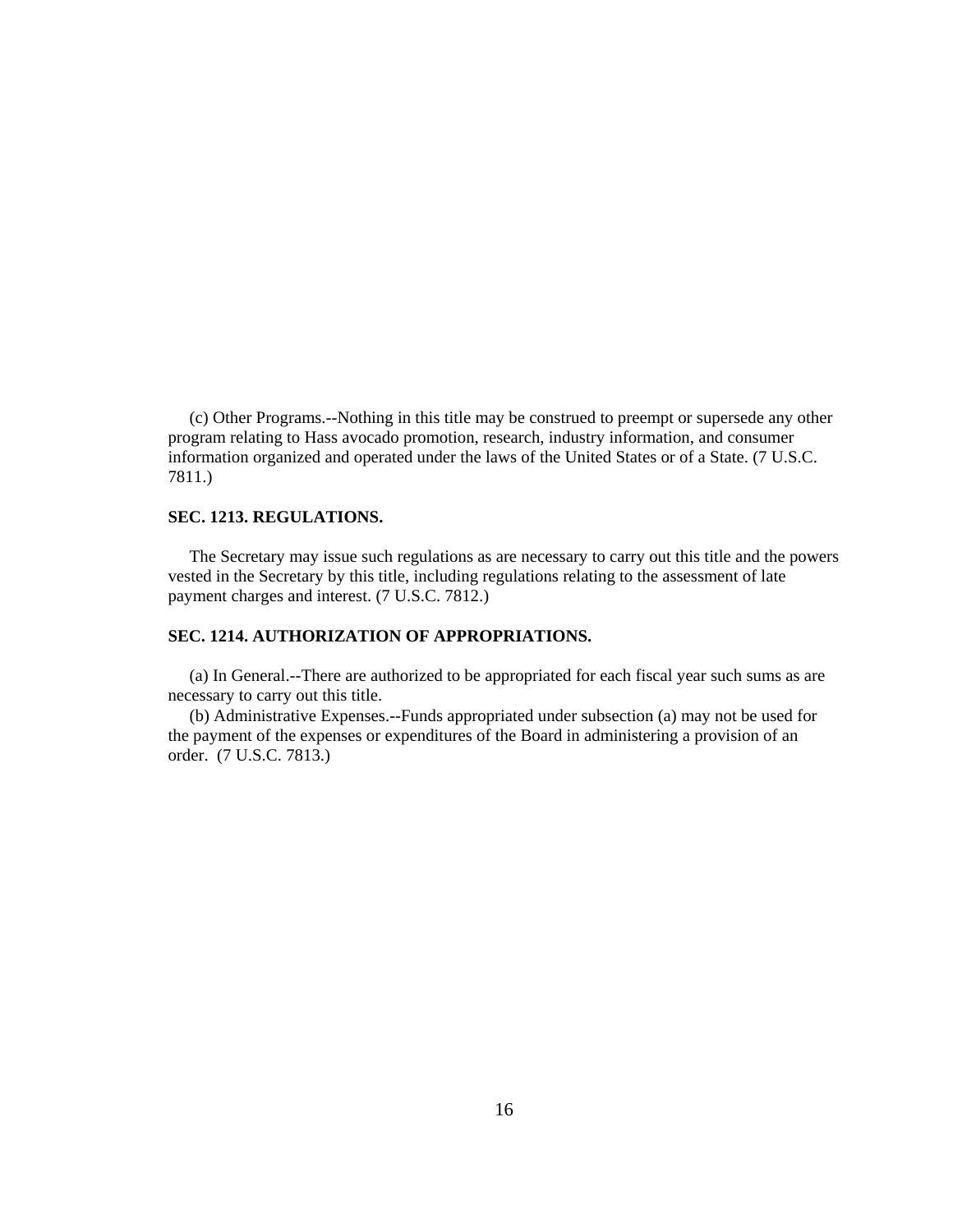(c) Other Programs.--Nothing in this title may be construed to preempt or supersede any other program relating to Hass avocado promotion, research, industry information, and consumer information organized and operated under the laws of the United States or of a State. (7 U.S.C. 7811.)

**SEC. 1213. REGULATIONS.**

The Secretary may issue such regulations as are necessary to carry out this title and the powers vested in the Secretary by this title, including regulations relating to the assessment of late payment charges and interest. (7 U.S.C. 7812.)

**SEC. 1214. AUTHORIZATION OF APPROPRIATIONS.**

(a) In General.--There are authorized to be appropriated for each fiscal year such sums as are necessary to carry out this title.

(b) Administrative Expenses.--Funds appropriated under subsection (a) may not be used for the payment of the expenses or expenditures of the Board in administering a provision of an order. (7 U.S.C. 7813.)